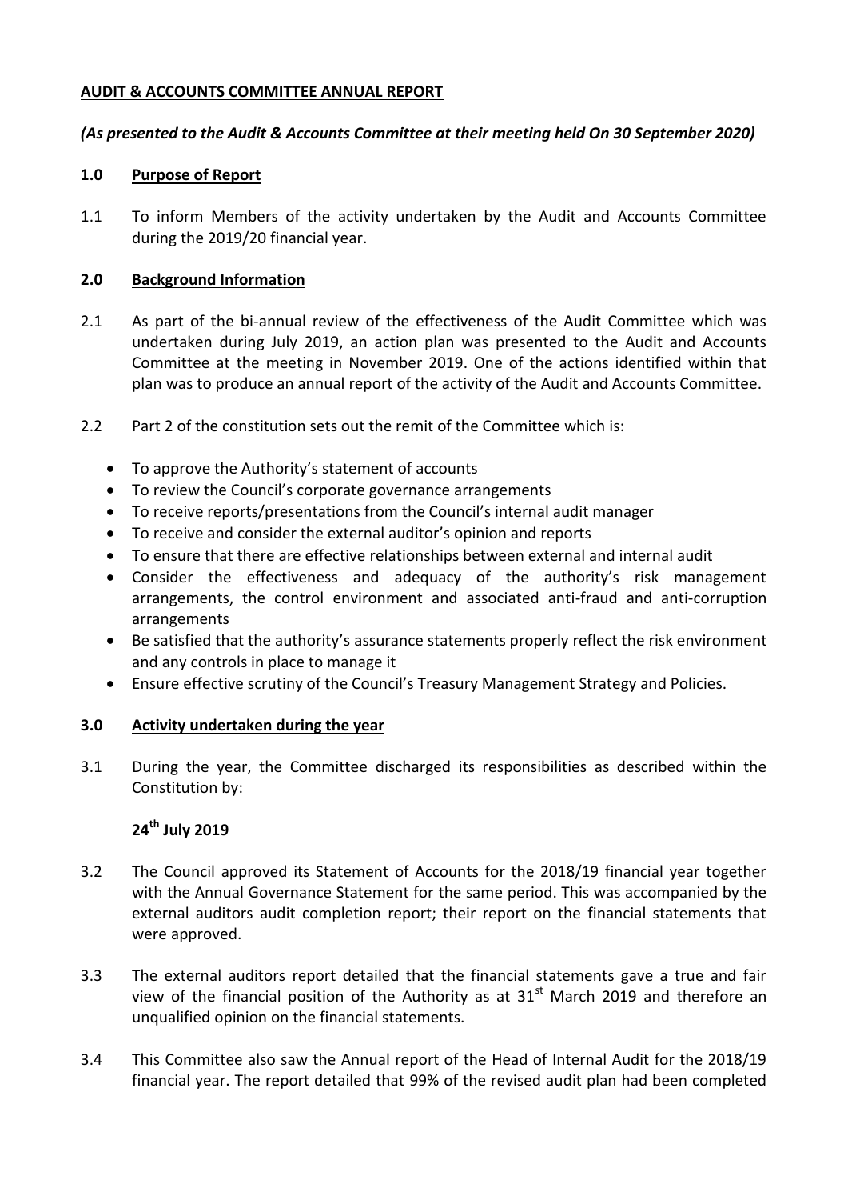# AUDIT & ACCOUNTS COMMITTEE ANNUAL REPORT

***(As presented to the Audit & Accounts Committee at their meeting held On 30 September 2020)***

## 1.0 Purpose of Report

1.1 To inform Members of the activity undertaken by the Audit and Accounts Committee during the 2019/20 financial year.

## 2.0 Background Information

2.1 As part of the bi-annual review of the effectiveness of the Audit Committee which was undertaken during July 2019, an action plan was presented to the Audit and Accounts Committee at the meeting in November 2019. One of the actions identified within that plan was to produce an annual report of the activity of the Audit and Accounts Committee.

2.2 Part 2 of the constitution sets out the remit of the Committee which is:

- To approve the Authority's statement of accounts
- To review the Council's corporate governance arrangements
- To receive reports/presentations from the Council's internal audit manager
- To receive and consider the external auditor's opinion and reports
- To ensure that there are effective relationships between external and internal audit
- Consider the effectiveness and adequacy of the authority's risk management arrangements, the control environment and associated anti-fraud and anti-corruption arrangements
- Be satisfied that the authority's assurance statements properly reflect the risk environment and any controls in place to manage it
- Ensure effective scrutiny of the Council's Treasury Management Strategy and Policies.

## 3.0 Activity undertaken during the year

3.1 During the year, the Committee discharged its responsibilities as described within the Constitution by:

### 24th July 2019

3.2 The Council approved its Statement of Accounts for the 2018/19 financial year together with the Annual Governance Statement for the same period. This was accompanied by the external auditors audit completion report; their report on the financial statements that were approved.

3.3 The external auditors report detailed that the financial statements gave a true and fair view of the financial position of the Authority as at 31st March 2019 and therefore an unqualified opinion on the financial statements.

3.4 This Committee also saw the Annual report of the Head of Internal Audit for the 2018/19 financial year. The report detailed that 99% of the revised audit plan had been completed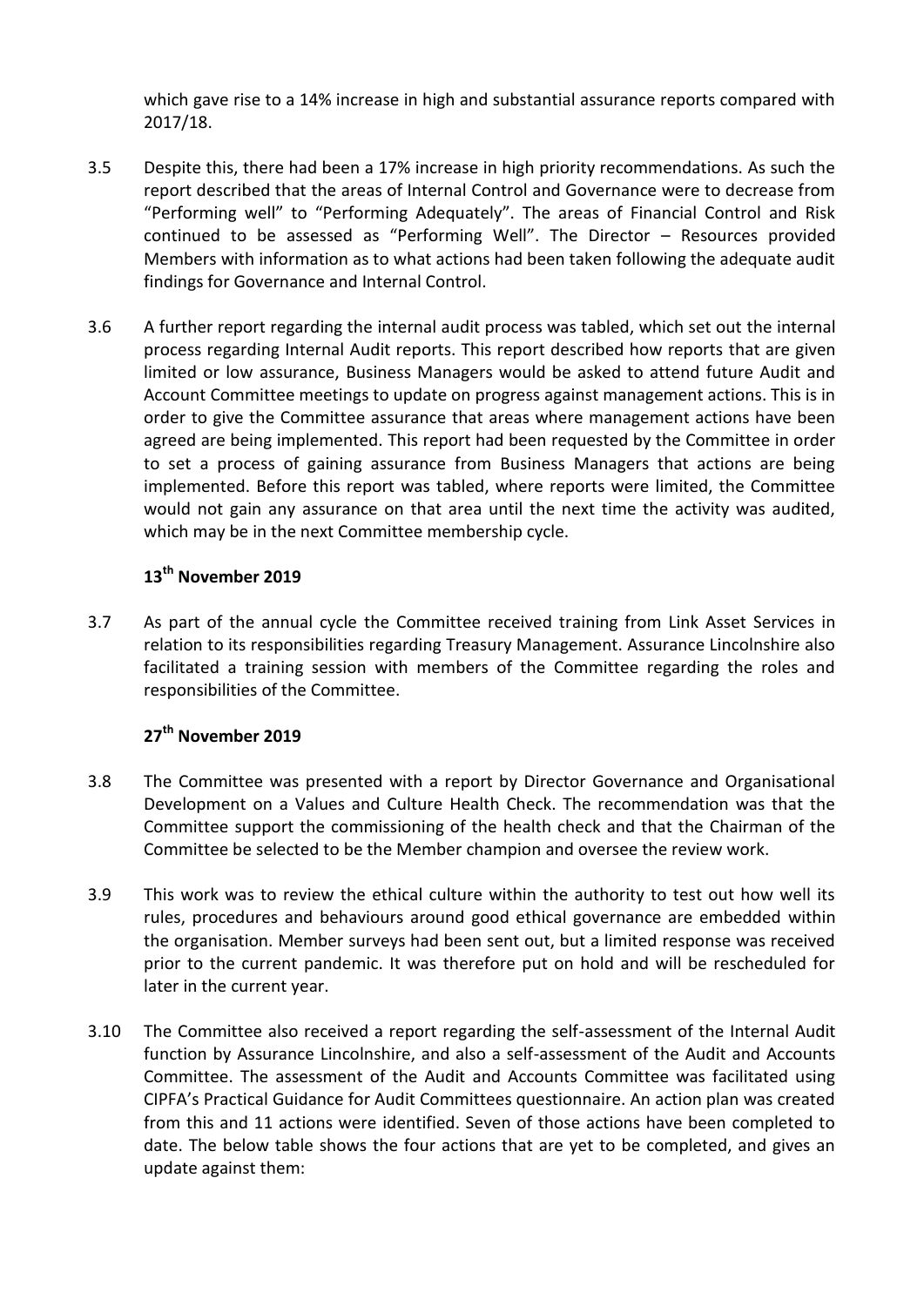which gave rise to a 14% increase in high and substantial assurance reports compared with 2017/18.

3.5 Despite this, there had been a 17% increase in high priority recommendations. As such the report described that the areas of Internal Control and Governance were to decrease from "Performing well" to "Performing Adequately". The areas of Financial Control and Risk continued to be assessed as "Performing Well". The Director – Resources provided Members with information as to what actions had been taken following the adequate audit findings for Governance and Internal Control.

3.6 A further report regarding the internal audit process was tabled, which set out the internal process regarding Internal Audit reports. This report described how reports that are given limited or low assurance, Business Managers would be asked to attend future Audit and Account Committee meetings to update on progress against management actions. This is in order to give the Committee assurance that areas where management actions have been agreed are being implemented. This report had been requested by the Committee in order to set a process of gaining assurance from Business Managers that actions are being implemented. Before this report was tabled, where reports were limited, the Committee would not gain any assurance on that area until the next time the activity was audited, which may be in the next Committee membership cycle.

**13th November 2019**

3.7 As part of the annual cycle the Committee received training from Link Asset Services in relation to its responsibilities regarding Treasury Management. Assurance Lincolnshire also facilitated a training session with members of the Committee regarding the roles and responsibilities of the Committee.

**27th November 2019**

3.8 The Committee was presented with a report by Director Governance and Organisational Development on a Values and Culture Health Check. The recommendation was that the Committee support the commissioning of the health check and that the Chairman of the Committee be selected to be the Member champion and oversee the review work.

3.9 This work was to review the ethical culture within the authority to test out how well its rules, procedures and behaviours around good ethical governance are embedded within the organisation. Member surveys had been sent out, but a limited response was received prior to the current pandemic. It was therefore put on hold and will be rescheduled for later in the current year.

3.10 The Committee also received a report regarding the self-assessment of the Internal Audit function by Assurance Lincolnshire, and also a self-assessment of the Audit and Accounts Committee. The assessment of the Audit and Accounts Committee was facilitated using CIPFA's Practical Guidance for Audit Committees questionnaire. An action plan was created from this and 11 actions were identified. Seven of those actions have been completed to date. The below table shows the four actions that are yet to be completed, and gives an update against them: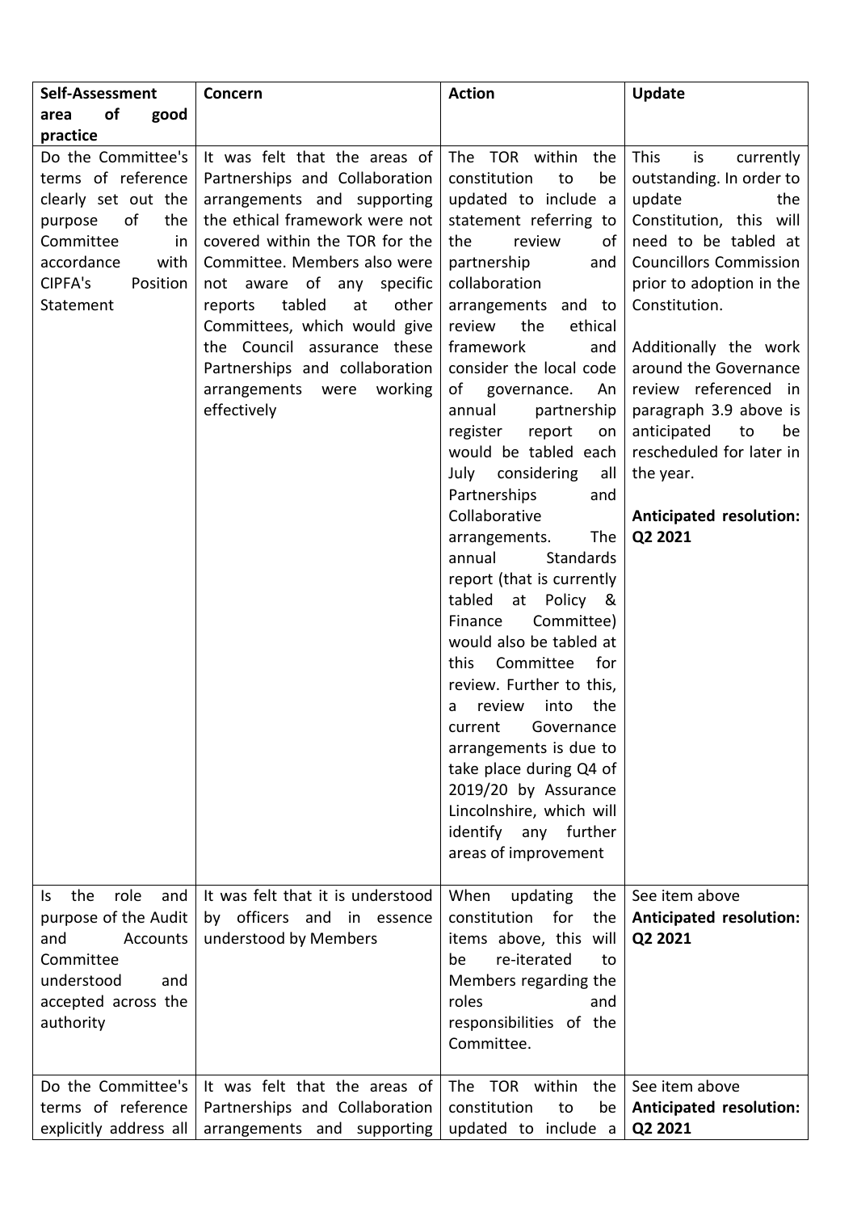| **Self-Assessment area of good practice** | **Concern** | **Action** | **Update** |
|---|---|---|---|
| Do the Committee's terms of reference clearly set out the purpose of the Committee in accordance with CIPFA's Position Statement | It was felt that the areas of Partnerships and Collaboration arrangements and supporting the ethical framework were not covered within the TOR for the Committee. Members also were not aware of any specific reports tabled at other Committees, which would give the Council assurance these Partnerships and collaboration arrangements were working effectively | The TOR within the constitution to be updated to include a statement referring to the review of partnership and collaboration arrangements and to review the ethical framework and consider the local code of governance. An annual partnership register report on would be tabled each July considering all Partnerships and Collaborative arrangements. The annual Standards report (that is currently tabled at Policy & Finance Committee) would also be tabled at this Committee for review. Further to this, a review into the current Governance arrangements is due to take place during Q4 of 2019/20 by Assurance Lincolnshire, which will identify any further areas of improvement | This is currently outstanding. In order to update the Constitution, this will need to be tabled at Councillors Commission prior to adoption in the Constitution.<br><br>Additionally the work around the Governance review referenced in paragraph 3.9 above is anticipated to be rescheduled for later in the year.<br><br>**Anticipated resolution: Q2 2021** |
| Is the role and purpose of the Audit and Accounts Committee understood and accepted across the authority | It was felt that it is understood by officers and in essence understood by Members | When updating the constitution for the items above, this will be re-iterated to Members regarding the roles and responsibilities of the Committee. | See item above<br>**Anticipated resolution: Q2 2021** |
| Do the Committee's terms of reference explicitly address all | It was felt that the areas of Partnerships and Collaboration arrangements and supporting | The TOR within the constitution to be updated to include a | See item above<br>**Anticipated resolution: Q2 2021** |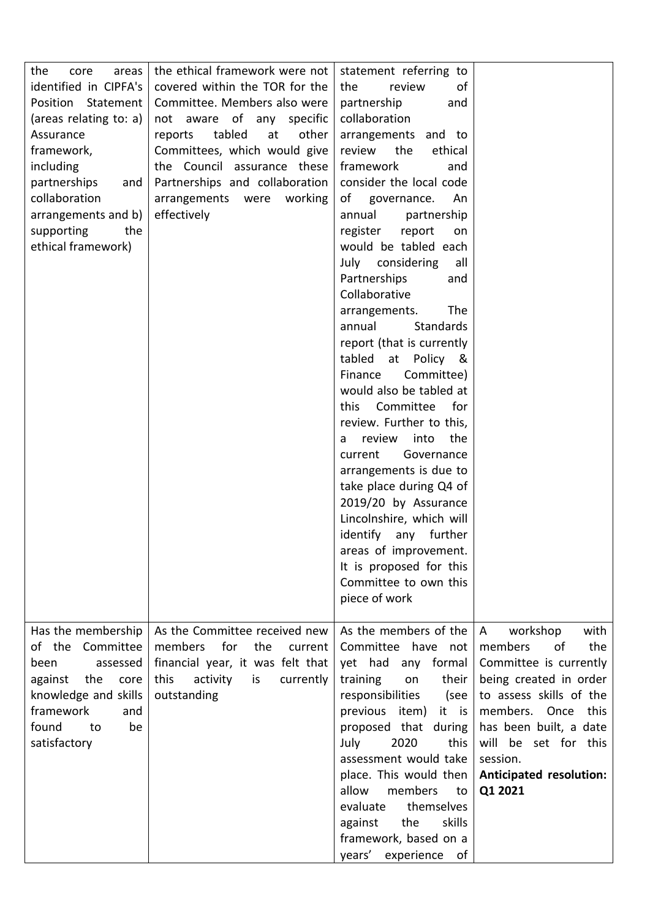| | | | |
|---|---|---|---|
| the core areas identified in CIPFA's Position Statement (areas relating to: a) Assurance framework, including partnerships and collaboration arrangements and b) supporting the ethical framework) | the ethical framework were not covered within the TOR for the Committee. Members also were not aware of any specific reports tabled at other Committees, which would give the Council assurance these Partnerships and collaboration arrangements were working effectively | statement referring to the review of partnership and collaboration arrangements and to review the ethical framework and consider the local code of governance. An annual partnership register report on would be tabled each July considering all Partnerships and Collaborative arrangements. The annual Standards report (that is currently tabled at Policy & Finance Committee) would also be tabled at this Committee for review. Further to this, a review into the current Governance arrangements is due to take place during Q4 of 2019/20 by Assurance Lincolnshire, which will identify any further areas of improvement. It is proposed for this Committee to own this piece of work | |
| Has the membership of the Committee been assessed against the core knowledge and skills framework and found to be satisfactory | As the Committee received new members for the current financial year, it was felt that this activity is currently outstanding | As the members of the Committee have not yet had any formal training on their responsibilities (see previous item) it is proposed that during July 2020 this assessment would take place. This would then allow members to evaluate themselves against the skills framework, based on a years' experience of | A workshop with members of the Committee is currently being created in order to assess skills of the members. Once this has been built, a date will be set for this session. **Anticipated resolution: Q1 2021** |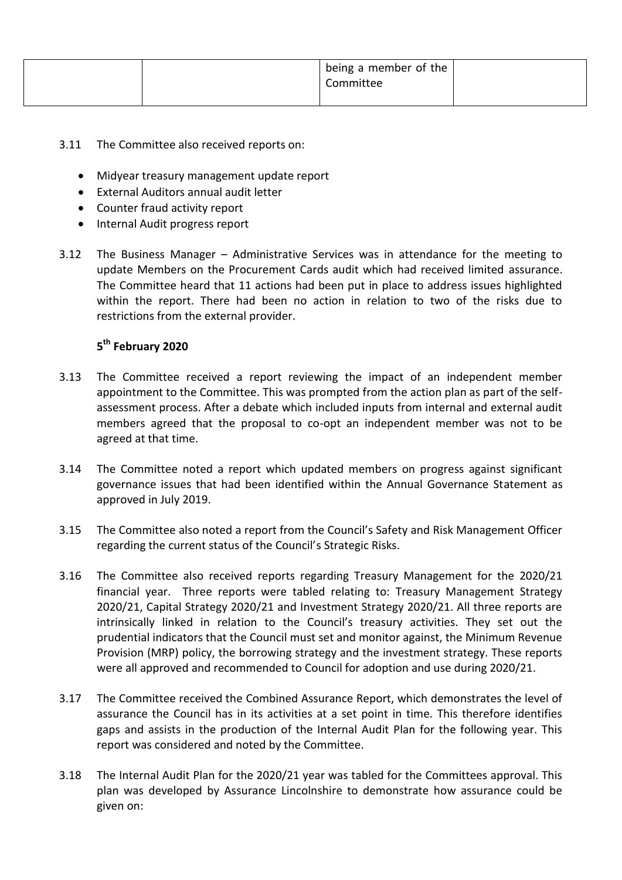|  |  | being a member of the Committee |  |
|---|---|---|---|

3.11 The Committee also received reports on:

- Midyear treasury management update report
- External Auditors annual audit letter
- Counter fraud activity report
- Internal Audit progress report

3.12 The Business Manager – Administrative Services was in attendance for the meeting to update Members on the Procurement Cards audit which had received limited assurance. The Committee heard that 11 actions had been put in place to address issues highlighted within the report. There had been no action in relation to two of the risks due to restrictions from the external provider.

**5th February 2020**

3.13 The Committee received a report reviewing the impact of an independent member appointment to the Committee. This was prompted from the action plan as part of the self-assessment process. After a debate which included inputs from internal and external audit members agreed that the proposal to co-opt an independent member was not to be agreed at that time.

3.14 The Committee noted a report which updated members on progress against significant governance issues that had been identified within the Annual Governance Statement as approved in July 2019.

3.15 The Committee also noted a report from the Council's Safety and Risk Management Officer regarding the current status of the Council's Strategic Risks.

3.16 The Committee also received reports regarding Treasury Management for the 2020/21 financial year. Three reports were tabled relating to: Treasury Management Strategy 2020/21, Capital Strategy 2020/21 and Investment Strategy 2020/21. All three reports are intrinsically linked in relation to the Council's treasury activities. They set out the prudential indicators that the Council must set and monitor against, the Minimum Revenue Provision (MRP) policy, the borrowing strategy and the investment strategy. These reports were all approved and recommended to Council for adoption and use during 2020/21.

3.17 The Committee received the Combined Assurance Report, which demonstrates the level of assurance the Council has in its activities at a set point in time. This therefore identifies gaps and assists in the production of the Internal Audit Plan for the following year. This report was considered and noted by the Committee.

3.18 The Internal Audit Plan for the 2020/21 year was tabled for the Committees approval. This plan was developed by Assurance Lincolnshire to demonstrate how assurance could be given on: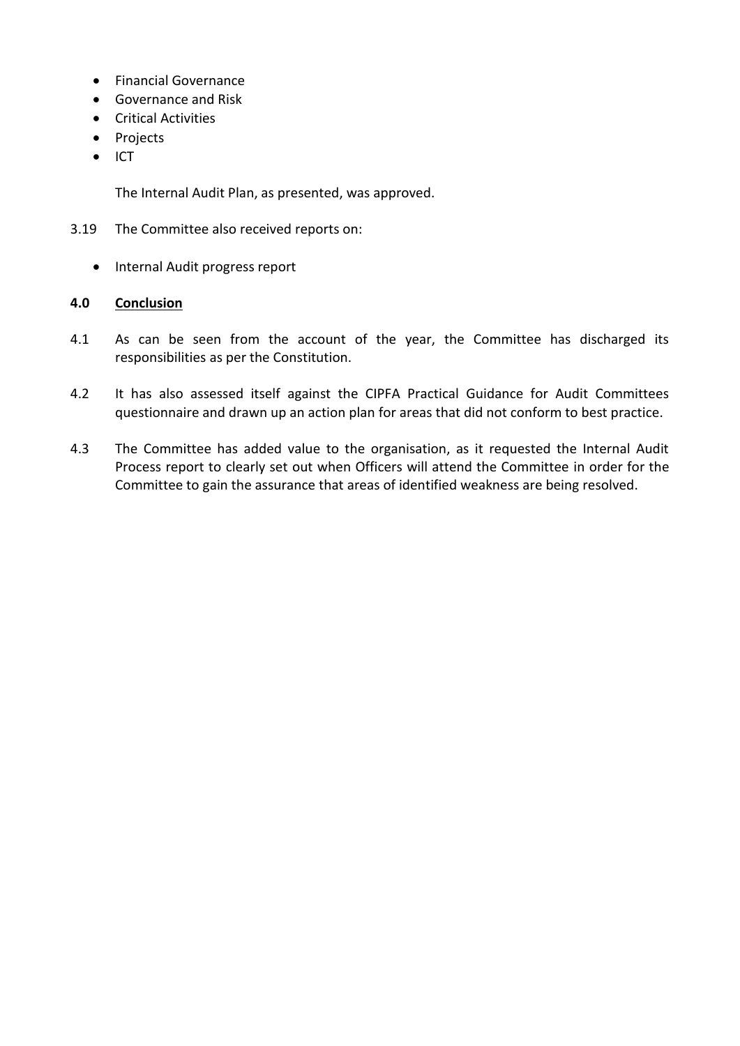- Financial Governance
- Governance and Risk
- Critical Activities
- Projects
- ICT

The Internal Audit Plan, as presented, was approved.

3.19 The Committee also received reports on:

- Internal Audit progress report

## 4.0 Conclusion

4.1 As can be seen from the account of the year, the Committee has discharged its responsibilities as per the Constitution.

4.2 It has also assessed itself against the CIPFA Practical Guidance for Audit Committees questionnaire and drawn up an action plan for areas that did not conform to best practice.

4.3 The Committee has added value to the organisation, as it requested the Internal Audit Process report to clearly set out when Officers will attend the Committee in order for the Committee to gain the assurance that areas of identified weakness are being resolved.